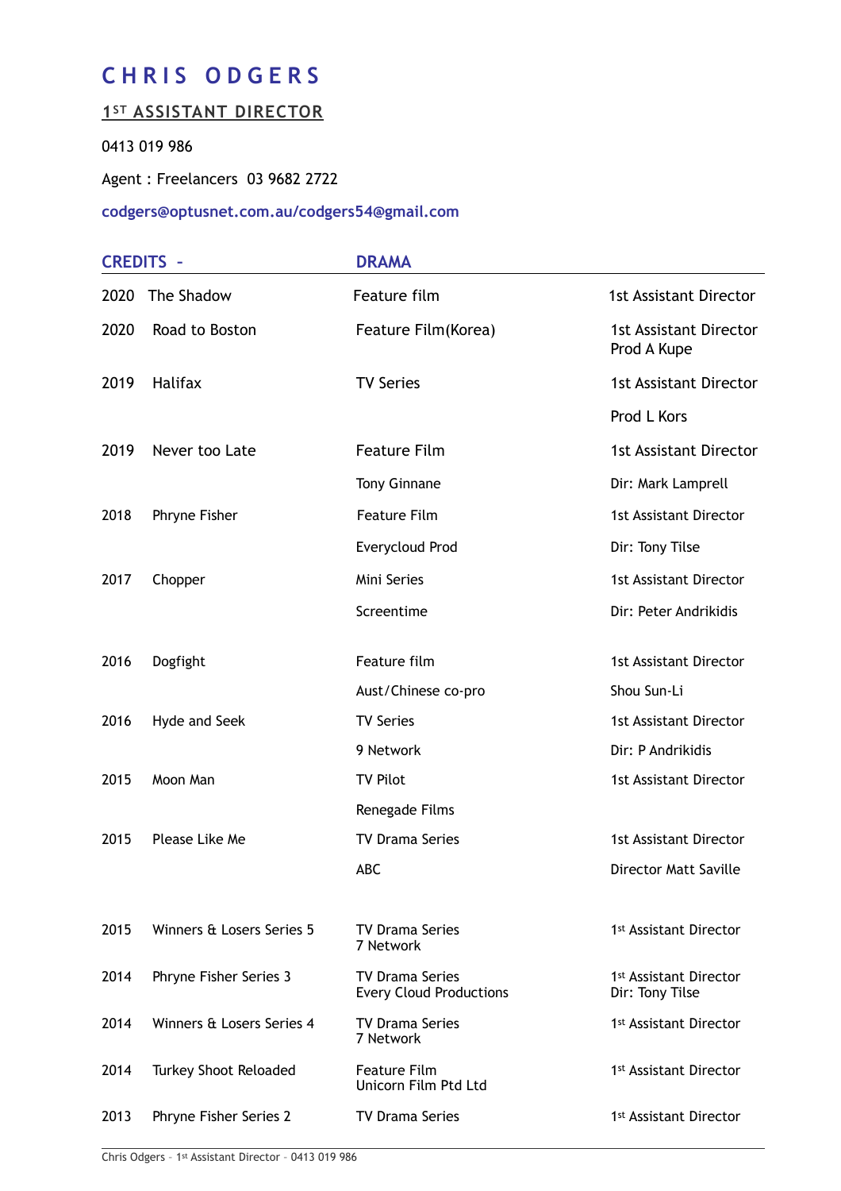# C H R I S   O D G E R S

## 1ST ASSISTANT DIRECTOR

0413 019 986

Agent : Freelancers  03 9682 2722

**codgers@optusnet.com.au/codgers54@gmail.com**

| CREDITS – | | DRAMA | |
|---|---|---|---|
| 2020 | The Shadow | Feature film | 1st Assistant Director |
| 2020 | Road to Boston | Feature Film(Korea) | 1st Assistant Director Prod A Kupe |
| 2019 | Halifax | TV Series | 1st Assistant Director Prod L Kors |
| 2019 | Never too Late | Feature Film Tony Ginnane | 1st Assistant Director Dir: Mark Lamprell |
| 2018 | Phryne Fisher | Feature Film Everycloud Prod | 1st Assistant Director Dir: Tony Tilse |
| 2017 | Chopper | Mini Series Screentime | 1st Assistant Director Dir: Peter Andrikidis |
| 2016 | Dogfight | Feature film Aust/Chinese co-pro | 1st Assistant Director Shou Sun-Li |
| 2016 | Hyde and Seek | TV Series 9 Network | 1st Assistant Director Dir: P Andrikidis |
| 2015 | Moon Man | TV Pilot Renegade Films | 1st Assistant Director |
| 2015 | Please Like Me | TV Drama Series ABC | 1st Assistant Director Director Matt Saville |
| 2015 | Winners & Losers Series 5 | TV Drama Series 7 Network | 1st Assistant Director |
| 2014 | Phryne Fisher Series 3 | TV Drama Series Every Cloud Productions | 1st Assistant Director Dir: Tony Tilse |
| 2014 | Winners & Losers Series 4 | TV Drama Series 7 Network | 1st Assistant Director |
| 2014 | Turkey Shoot Reloaded | Feature Film Unicorn Film Ptd Ltd | 1st Assistant Director |
| 2013 | Phryne Fisher Series 2 | TV Drama Series | 1st Assistant Director |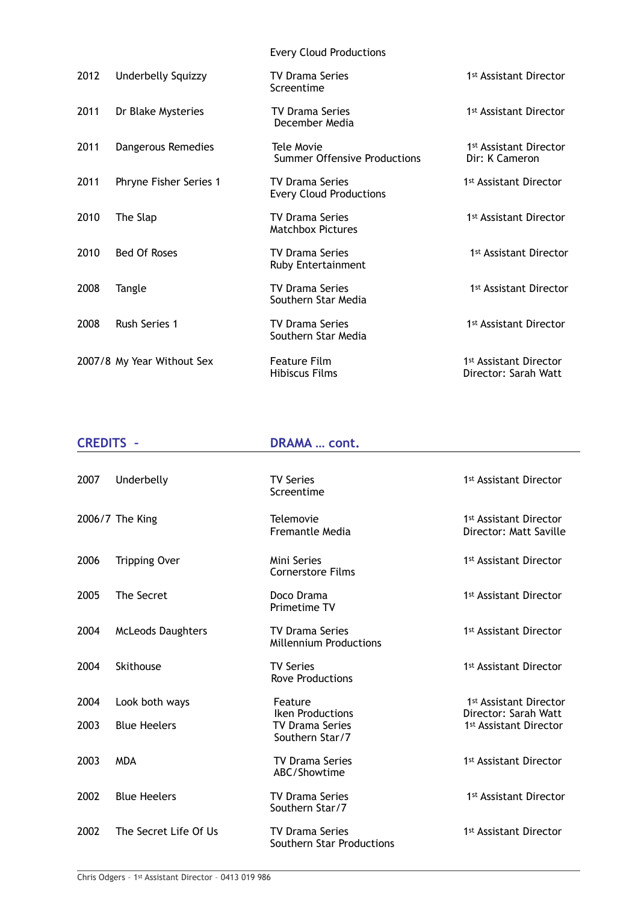| | | | |
|---|---|---|---|
| | | Every Cloud Productions | |
| 2012 | Underbelly Squizzy | TV Drama Series<br>Screentime | 1st Assistant Director |
| 2011 | Dr Blake Mysteries | TV Drama Series<br>December Media | 1st Assistant Director |
| 2011 | Dangerous Remedies | Tele Movie<br>Summer Offensive Productions | 1st Assistant Director<br>Dir: K Cameron |
| 2011 | Phryne Fisher Series 1 | TV Drama Series<br>Every Cloud Productions | 1st Assistant Director |
| 2010 | The Slap | TV Drama Series<br>Matchbox Pictures | 1st Assistant Director |
| 2010 | Bed Of Roses | TV Drama Series<br>Ruby Entertainment | 1st Assistant Director |
| 2008 | Tangle | TV Drama Series<br>Southern Star Media | 1st Assistant Director |
| 2008 | Rush Series 1 | TV Drama Series<br>Southern Star Media | 1st Assistant Director |
| 2007/8 | My Year Without Sex | Feature Film<br>Hibiscus Films | 1st Assistant Director<br>Director: Sarah Watt |

## CREDITS - DRAMA … cont.

| | | | |
|---|---|---|---|
| 2007 | Underbelly | TV Series<br>Screentime | 1st Assistant Director |
| 2006/7 | The King | Telemovie<br>Fremantle Media | 1st Assistant Director<br>Director: Matt Saville |
| 2006 | Tripping Over | Mini Series<br>Cornerstore Films | 1st Assistant Director |
| 2005 | The Secret | Doco Drama<br>Primetime TV | 1st Assistant Director |
| 2004 | McLeods Daughters | TV Drama Series<br>Millennium Productions | 1st Assistant Director |
| 2004 | Skithouse | TV Series<br>Rove Productions | 1st Assistant Director |
| 2004 | Look both ways | Feature<br>Iken Productions | 1st Assistant Director<br>Director: Sarah Watt |
| 2003 | Blue Heelers | TV Drama Series<br>Southern Star/7 | 1st Assistant Director |
| 2003 | MDA | TV Drama Series<br>ABC/Showtime | 1st Assistant Director |
| 2002 | Blue Heelers | TV Drama Series<br>Southern Star/7 | 1st Assistant Director |
| 2002 | The Secret Life Of Us | TV Drama Series<br>Southern Star Productions | 1st Assistant Director |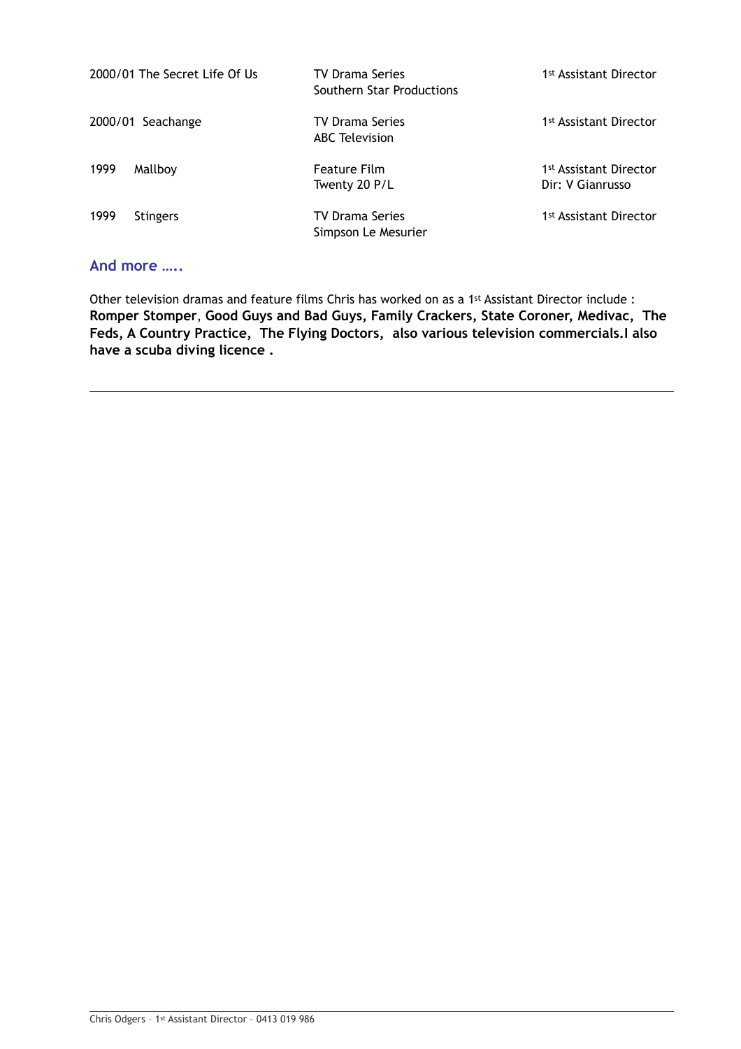| | | |
|---|---|---|
| 2000/01 The Secret Life Of Us | TV Drama Series<br>Southern Star Productions | 1st Assistant Director |
| 2000/01 Seachange | TV Drama Series<br>ABC Television | 1st Assistant Director |
| 1999 Mallboy | Feature Film<br>Twenty 20 P/L | 1st Assistant Director<br>Dir: V Gianrusso |
| 1999 Stingers | TV Drama Series<br>Simpson Le Mesurier | 1st Assistant Director |

## And more …..

Other television dramas and feature films Chris has worked on as a 1st Assistant Director include : **Romper Stomper**, **Good Guys and Bad Guys, Family Crackers, State Coroner, Medivac, The Feds, A Country Practice, The Flying Doctors, also various television commercials.I also have a scuba diving licence .**